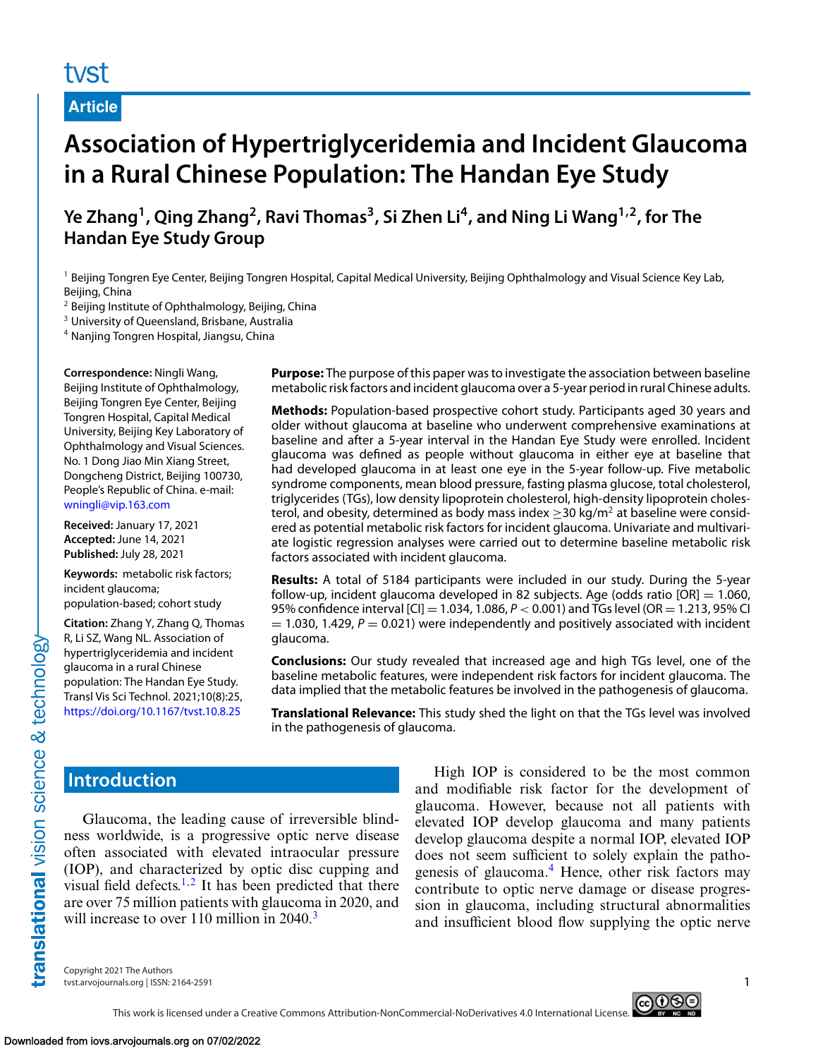Article

# Association of Hypertriglyceridemia and Incident Glaucoma in a Rural Chinese Population: The Handan Eye Study

**Ye Zhang[1], Qing Zhang[2], Ravi Thomas[3], Si Zhen Li[4], and Ning Li Wang[1,2], for The Handan Eye Study Group**

[1] Beijing Tongren Eye Center, Beijing Tongren Hospital, Capital Medical University, Beijing Ophthalmology and Visual Science Key Lab, Beijing, China
[2] Beijing Institute of Ophthalmology, Beijing, China
[3] University of Queensland, Brisbane, Australia
[4] Nanjing Tongren Hospital, Jiangsu, China

**Correspondence:** Ningli Wang, Beijing Institute of Ophthalmology, Beijing Tongren Eye Center, Beijing Tongren Hospital, Capital Medical University, Beijing Key Laboratory of Ophthalmology and Visual Sciences. No. 1 Dong Jiao Min Xiang Street, Dongcheng District, Beijing 100730, People's Republic of China. e-mail: wningli@vip.163.com

**Received:** January 17, 2021
**Accepted:** June 14, 2021
**Published:** July 28, 2021

**Keywords:** metabolic risk factors; incident glaucoma; population-based; cohort study

**Citation:** Zhang Y, Zhang Q, Thomas R, Li SZ, Wang NL. Association of hypertriglyceridemia and incident glaucoma in a rural Chinese population: The Handan Eye Study. Transl Vis Sci Technol. 2021;10(8):25, https://doi.org/10.1167/tvst.10.8.25

**Purpose:** The purpose of this paper was to investigate the association between baseline metabolic risk factors and incident glaucoma over a 5-year period in rural Chinese adults.

**Methods:** Population-based prospective cohort study. Participants aged 30 years and older without glaucoma at baseline who underwent comprehensive examinations at baseline and after a 5-year interval in the Handan Eye Study were enrolled. Incident glaucoma was defined as people without glaucoma in either eye at baseline that had developed glaucoma in at least one eye in the 5-year follow-up. Five metabolic syndrome components, mean blood pressure, fasting plasma glucose, total cholesterol, triglycerides (TGs), low density lipoprotein cholesterol, high-density lipoprotein cholesterol, and obesity, determined as body mass index $\geq$30 kg/m$^2$ at baseline were considered as potential metabolic risk factors for incident glaucoma. Univariate and multivariate logistic regression analyses were carried out to determine baseline metabolic risk factors associated with incident glaucoma.

**Results:** A total of 5184 participants were included in our study. During the 5-year follow-up, incident glaucoma developed in 82 subjects. Age (odds ratio [OR] = 1.060, 95% confidence interval [CI] = 1.034, 1.086, $P < 0.001$) and TGs level (OR = 1.213, 95% CI = 1.030, 1.429, $P = 0.021$) were independently and positively associated with incident glaucoma.

**Conclusions:** Our study revealed that increased age and high TGs level, one of the baseline metabolic features, were independent risk factors for incident glaucoma. The data implied that the metabolic features be involved in the pathogenesis of glaucoma.

**Translational Relevance:** This study shed the light on that the TGs level was involved in the pathogenesis of glaucoma.

## Introduction

Glaucoma, the leading cause of irreversible blindness worldwide, is a progressive optic nerve disease often associated with elevated intraocular pressure (IOP), and characterized by optic disc cupping and visual field defects.[1,2] It has been predicted that there are over 75 million patients with glaucoma in 2020, and will increase to over 110 million in 2040.[3]

High IOP is considered to be the most common and modifiable risk factor for the development of glaucoma. However, because not all patients with elevated IOP develop glaucoma and many patients develop glaucoma despite a normal IOP, elevated IOP does not seem sufficient to solely explain the pathogenesis of glaucoma.[4] Hence, other risk factors may contribute to optic nerve damage or disease progression in glaucoma, including structural abnormalities and insufficient blood flow supplying the optic nerve

Copyright 2021 The Authors
tvst.arvojournals.org | ISSN: 2164-2591

This work is licensed under a Creative Commons Attribution-NonCommercial-NoDerivatives 4.0 International License.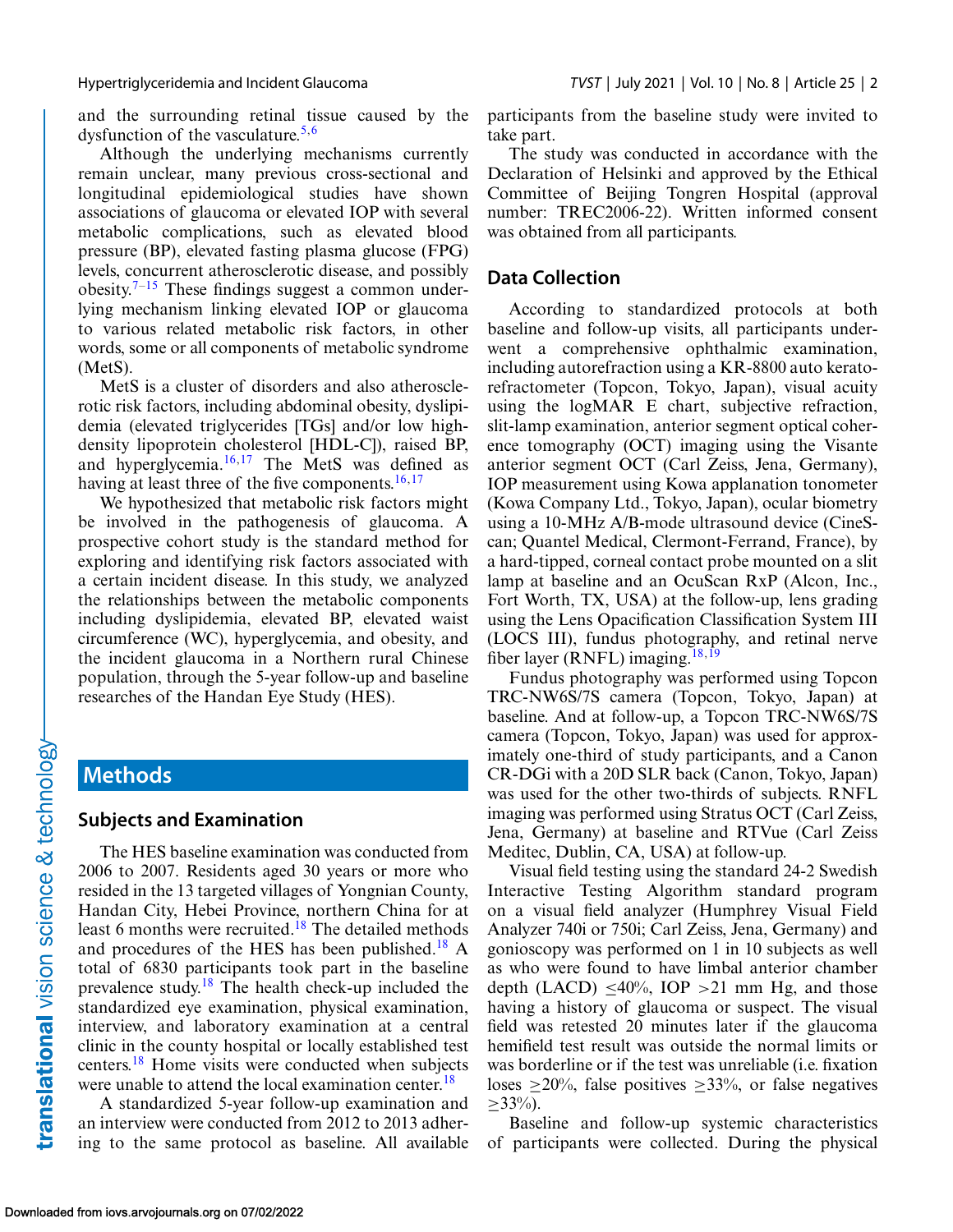and the surrounding retinal tissue caused by the dysfunction of the vasculature.[5,6]

Although the underlying mechanisms currently remain unclear, many previous cross-sectional and longitudinal epidemiological studies have shown associations of glaucoma or elevated IOP with several metabolic complications, such as elevated blood pressure (BP), elevated fasting plasma glucose (FPG) levels, concurrent atherosclerotic disease, and possibly obesity.[7–15] These findings suggest a common underlying mechanism linking elevated IOP or glaucoma to various related metabolic risk factors, in other words, some or all components of metabolic syndrome (MetS).

MetS is a cluster of disorders and also atherosclerotic risk factors, including abdominal obesity, dyslipidemia (elevated triglycerides [TGs] and/or low high-density lipoprotein cholesterol [HDL-C]), raised BP, and hyperglycemia.[16,17] The MetS was defined as having at least three of the five components.[16,17]

We hypothesized that metabolic risk factors might be involved in the pathogenesis of glaucoma. A prospective cohort study is the standard method for exploring and identifying risk factors associated with a certain incident disease. In this study, we analyzed the relationships between the metabolic components including dyslipidemia, elevated BP, elevated waist circumference (WC), hyperglycemia, and obesity, and the incident glaucoma in a Northern rural Chinese population, through the 5-year follow-up and baseline researches of the Handan Eye Study (HES).

## Methods

### Subjects and Examination

The HES baseline examination was conducted from 2006 to 2007. Residents aged 30 years or more who resided in the 13 targeted villages of Yongnian County, Handan City, Hebei Province, northern China for at least 6 months were recruited.[18] The detailed methods and procedures of the HES has been published.[18] A total of 6830 participants took part in the baseline prevalence study.[18] The health check-up included the standardized eye examination, physical examination, interview, and laboratory examination at a central clinic in the county hospital or locally established test centers.[18] Home visits were conducted when subjects were unable to attend the local examination center.[18]

A standardized 5-year follow-up examination and an interview were conducted from 2012 to 2013 adhering to the same protocol as baseline. All available participants from the baseline study were invited to take part.

The study was conducted in accordance with the Declaration of Helsinki and approved by the Ethical Committee of Beijing Tongren Hospital (approval number: TREC2006-22). Written informed consent was obtained from all participants.

### Data Collection

According to standardized protocols at both baseline and follow-up visits, all participants underwent a comprehensive ophthalmic examination, including autorefraction using a KR-8800 auto kerato-refractometer (Topcon, Tokyo, Japan), visual acuity using the logMAR E chart, subjective refraction, slit-lamp examination, anterior segment optical coherence tomography (OCT) imaging using the Visante anterior segment OCT (Carl Zeiss, Jena, Germany), IOP measurement using Kowa applanation tonometer (Kowa Company Ltd., Tokyo, Japan), ocular biometry using a 10-MHz A/B-mode ultrasound device (CineScan; Quantel Medical, Clermont-Ferrand, France), by a hard-tipped, corneal contact probe mounted on a slit lamp at baseline and an OcuScan RxP (Alcon, Inc., Fort Worth, TX, USA) at the follow-up, lens grading using the Lens Opacification Classification System III (LOCS III), fundus photography, and retinal nerve fiber layer (RNFL) imaging.[18,19]

Fundus photography was performed using Topcon TRC-NW6S/7S camera (Topcon, Tokyo, Japan) at baseline. And at follow-up, a Topcon TRC-NW6S/7S camera (Topcon, Tokyo, Japan) was used for approximately one-third of study participants, and a Canon CR-DGi with a 20D SLR back (Canon, Tokyo, Japan) was used for the other two-thirds of subjects. RNFL imaging was performed using Stratus OCT (Carl Zeiss, Jena, Germany) at baseline and RTVue (Carl Zeiss Meditec, Dublin, CA, USA) at follow-up.

Visual field testing using the standard 24-2 Swedish Interactive Testing Algorithm standard program on a visual field analyzer (Humphrey Visual Field Analyzer 740i or 750i; Carl Zeiss, Jena, Germany) and gonioscopy was performed on 1 in 10 subjects as well as who were found to have limbal anterior chamber depth (LACD) $\leq$40%, IOP >21 mm Hg, and those having a history of glaucoma or suspect. The visual field was retested 20 minutes later if the glaucoma hemifield test result was outside the normal limits or was borderline or if the test was unreliable (i.e. fixation loses $\geq$20%, false positives $\geq$33%, or false negatives $\geq$33%).

Baseline and follow-up systemic characteristics of participants were collected. During the physical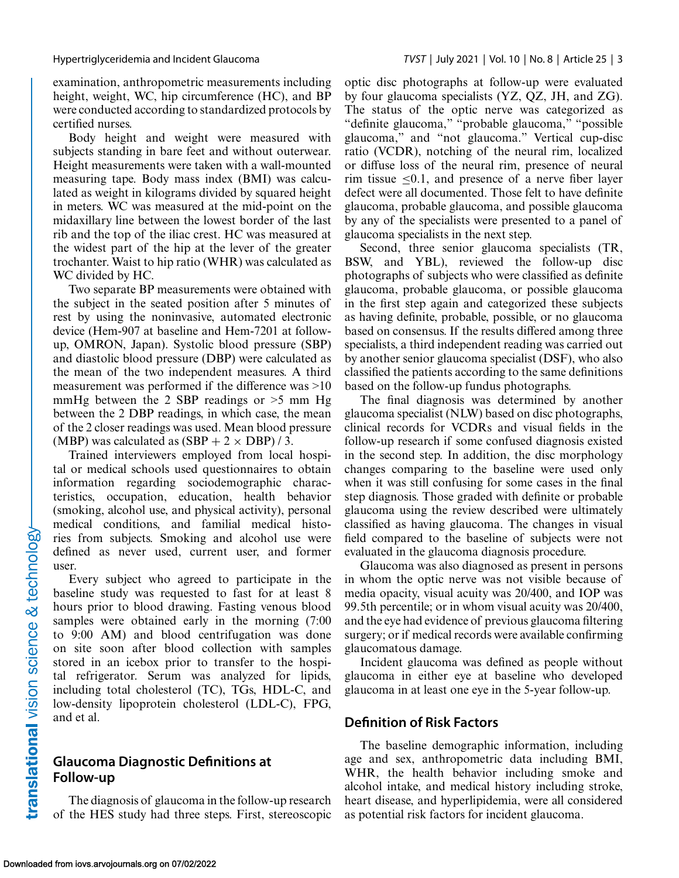examination, anthropometric measurements including height, weight, WC, hip circumference (HC), and BP were conducted according to standardized protocols by certified nurses.

Body height and weight were measured with subjects standing in bare feet and without outerwear. Height measurements were taken with a wall-mounted measuring tape. Body mass index (BMI) was calculated as weight in kilograms divided by squared height in meters. WC was measured at the mid-point on the midaxillary line between the lowest border of the last rib and the top of the iliac crest. HC was measured at the widest part of the hip at the lever of the greater trochanter. Waist to hip ratio (WHR) was calculated as WC divided by HC.

Two separate BP measurements were obtained with the subject in the seated position after 5 minutes of rest by using the noninvasive, automated electronic device (Hem-907 at baseline and Hem-7201 at follow-up, OMRON, Japan). Systolic blood pressure (SBP) and diastolic blood pressure (DBP) were calculated as the mean of the two independent measures. A third measurement was performed if the difference was >10 mmHg between the 2 SBP readings or >5 mm Hg between the 2 DBP readings, in which case, the mean of the 2 closer readings was used. Mean blood pressure (MBP) was calculated as $(\text{SBP} + 2 \times \text{DBP}) / 3$.

Trained interviewers employed from local hospital or medical schools used questionnaires to obtain information regarding sociodemographic characteristics, occupation, education, health behavior (smoking, alcohol use, and physical activity), personal medical conditions, and familial medical histories from subjects. Smoking and alcohol use were defined as never used, current user, and former user.

Every subject who agreed to participate in the baseline study was requested to fast for at least 8 hours prior to blood drawing. Fasting venous blood samples were obtained early in the morning (7:00 to 9:00 AM) and blood centrifugation was done on site soon after blood collection with samples stored in an icebox prior to transfer to the hospital refrigerator. Serum was analyzed for lipids, including total cholesterol (TC), TGs, HDL-C, and low-density lipoprotein cholesterol (LDL-C), FPG, and et al.

## Glaucoma Diagnostic Definitions at Follow-up

The diagnosis of glaucoma in the follow-up research of the HES study had three steps. First, stereoscopic optic disc photographs at follow-up were evaluated by four glaucoma specialists (YZ, QZ, JH, and ZG). The status of the optic nerve was categorized as "definite glaucoma," "probable glaucoma," "possible glaucoma," and "not glaucoma." Vertical cup-disc ratio (VCDR), notching of the neural rim, localized or diffuse loss of the neural rim, presence of neural rim tissue ≤0.1, and presence of a nerve fiber layer defect were all documented. Those felt to have definite glaucoma, probable glaucoma, and possible glaucoma by any of the specialists were presented to a panel of glaucoma specialists in the next step.

Second, three senior glaucoma specialists (TR, BSW, and YBL), reviewed the follow-up disc photographs of subjects who were classified as definite glaucoma, probable glaucoma, or possible glaucoma in the first step again and categorized these subjects as having definite, probable, possible, or no glaucoma based on consensus. If the results differed among three specialists, a third independent reading was carried out by another senior glaucoma specialist (DSF), who also classified the patients according to the same definitions based on the follow-up fundus photographs.

The final diagnosis was determined by another glaucoma specialist (NLW) based on disc photographs, clinical records for VCDRs and visual fields in the follow-up research if some confused diagnosis existed in the second step. In addition, the disc morphology changes comparing to the baseline were used only when it was still confusing for some cases in the final step diagnosis. Those graded with definite or probable glaucoma using the review described were ultimately classified as having glaucoma. The changes in visual field compared to the baseline of subjects were not evaluated in the glaucoma diagnosis procedure.

Glaucoma was also diagnosed as present in persons in whom the optic nerve was not visible because of media opacity, visual acuity was 20/400, and IOP was 99.5th percentile; or in whom visual acuity was 20/400, and the eye had evidence of previous glaucoma filtering surgery; or if medical records were available confirming glaucomatous damage.

Incident glaucoma was defined as people without glaucoma in either eye at baseline who developed glaucoma in at least one eye in the 5-year follow-up.

## Definition of Risk Factors

The baseline demographic information, including age and sex, anthropometric data including BMI, WHR, the health behavior including smoke and alcohol intake, and medical history including stroke, heart disease, and hyperlipidemia, were all considered as potential risk factors for incident glaucoma.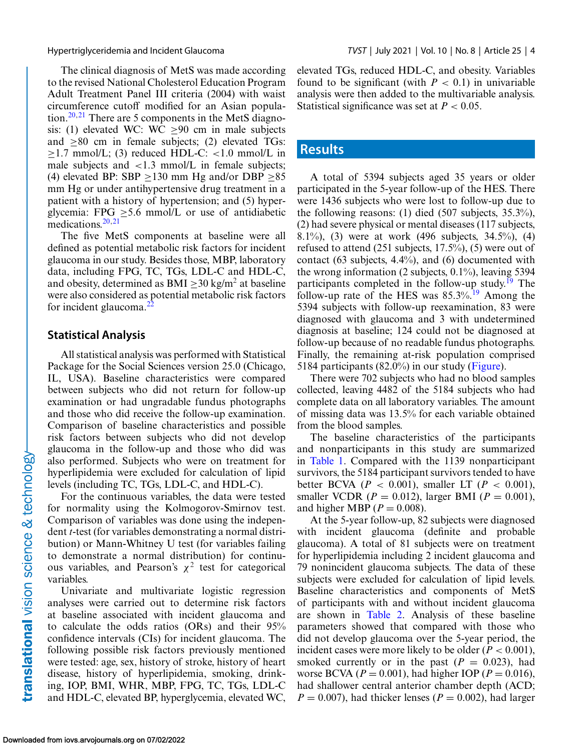The clinical diagnosis of MetS was made according to the revised National Cholesterol Education Program Adult Treatment Panel III criteria (2004) with waist circumference cutoff modified for an Asian population.[20,21] There are 5 components in the MetS diagnosis: (1) elevated WC: WC $\geq$90 cm in male subjects and $\geq$80 cm in female subjects; (2) elevated TGs: $\geq$1.7 mmol/L; (3) reduced HDL-C: <1.0 mmol/L in male subjects and <1.3 mmol/L in female subjects; (4) elevated BP: SBP $\geq$130 mm Hg and/or DBP $\geq$85 mm Hg or under antihypertensive drug treatment in a patient with a history of hypertension; and (5) hyperglycemia: FPG $\geq$5.6 mmol/L or use of antidiabetic medications.[20,21]

The five MetS components at baseline were all defined as potential metabolic risk factors for incident glaucoma in our study. Besides those, MBP, laboratory data, including FPG, TC, TGs, LDL-C and HDL-C, and obesity, determined as BMI $\geq$30 kg/m$^2$ at baseline were also considered as potential metabolic risk factors for incident glaucoma.[22]

## Statistical Analysis

All statistical analysis was performed with Statistical Package for the Social Sciences version 25.0 (Chicago, IL, USA). Baseline characteristics were compared between subjects who did not return for follow-up examination or had ungradable fundus photographs and those who did receive the follow-up examination. Comparison of baseline characteristics and possible risk factors between subjects who did not develop glaucoma in the follow-up and those who did was also performed. Subjects who were on treatment for hyperlipidemia were excluded for calculation of lipid levels (including TC, TGs, LDL-C, and HDL-C).

For the continuous variables, the data were tested for normality using the Kolmogorov-Smirnov test. Comparison of variables was done using the independent *t*-test (for variables demonstrating a normal distribution) or Mann-Whitney U test (for variables failing to demonstrate a normal distribution) for continuous variables, and Pearson's $\chi^2$ test for categorical variables.

Univariate and multivariate logistic regression analyses were carried out to determine risk factors at baseline associated with incident glaucoma and to calculate the odds ratios (ORs) and their 95% confidence intervals (CIs) for incident glaucoma. The following possible risk factors previously mentioned were tested: age, sex, history of stroke, history of heart disease, history of hyperlipidemia, smoking, drinking, IOP, BMI, WHR, MBP, FPG, TC, TGs, LDL-C and HDL-C, elevated BP, hyperglycemia, elevated WC, elevated TGs, reduced HDL-C, and obesity. Variables found to be significant (with $P < 0.1$) in univariable analysis were then added to the multivariable analysis. Statistical significance was set at $P < 0.05$.

## Results

A total of 5394 subjects aged 35 years or older participated in the 5-year follow-up of the HES. There were 1436 subjects who were lost to follow-up due to the following reasons: (1) died (507 subjects, 35.3%), (2) had severe physical or mental diseases (117 subjects, 8.1%), (3) were at work (496 subjects, 34.5%), (4) refused to attend (251 subjects, 17.5%), (5) were out of contact (63 subjects, 4.4%), and (6) documented with the wrong information (2 subjects, 0.1%), leaving 5394 participants completed in the follow-up study.[19] The follow-up rate of the HES was 85.3%.[19] Among the 5394 subjects with follow-up reexamination, 83 were diagnosed with glaucoma and 3 with undetermined diagnosis at baseline; 124 could not be diagnosed at follow-up because of no readable fundus photographs. Finally, the remaining at-risk population comprised 5184 participants (82.0%) in our study (Figure).

There were 702 subjects who had no blood samples collected, leaving 4482 of the 5184 subjects who had complete data on all laboratory variables. The amount of missing data was 13.5% for each variable obtained from the blood samples.

The baseline characteristics of the participants and nonparticipants in this study are summarized in Table 1. Compared with the 1139 nonparticipant survivors, the 5184 participant survivors tended to have better BCVA ($P < 0.001$), smaller LT ($P < 0.001$), smaller VCDR ($P = 0.012$), larger BMI ($P = 0.001$), and higher MBP ($P = 0.008$).

At the 5-year follow-up, 82 subjects were diagnosed with incident glaucoma (definite and probable glaucoma). A total of 81 subjects were on treatment for hyperlipidemia including 2 incident glaucoma and 79 nonincident glaucoma subjects. The data of these subjects were excluded for calculation of lipid levels. Baseline characteristics and components of MetS of participants with and without incident glaucoma are shown in Table 2. Analysis of these baseline parameters showed that compared with those who did not develop glaucoma over the 5-year period, the incident cases were more likely to be older ($P < 0.001$), smoked currently or in the past ($P = 0.023$), had worse BCVA ($P = 0.001$), had higher IOP ($P = 0.016$), had shallower central anterior chamber depth (ACD; $P = 0.007$), had thicker lenses ($P = 0.002$), had larger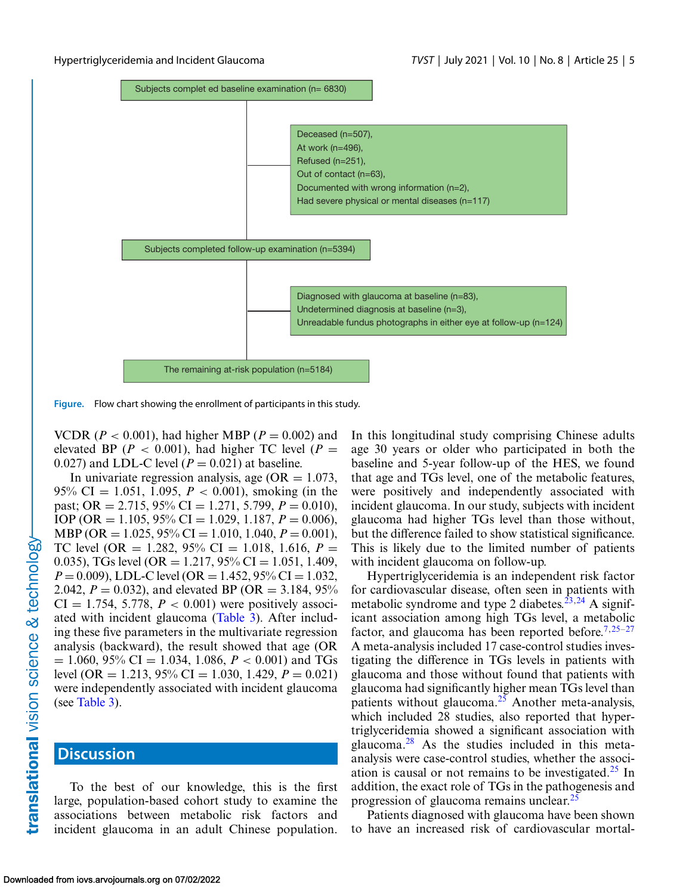Subjects complet ed baseline examination (n= 6830)

Deceased (n=507),
At work (n=496),
Refused (n=251),
Out of contact (n=63),
Documented with wrong information (n=2),
Had severe physical or mental diseases (n=117)

Subjects completed follow-up examination (n=5394)

Diagnosed with glaucoma at baseline (n=83),
Undetermined diagnosis at baseline (n=3),
Unreadable fundus photographs in either eye at follow-up (n=124)

The remaining at-risk population (n=5184)

**Figure.** Flow chart showing the enrollment of participants in this study.

VCDR ($P < 0.001$), had higher MBP ($P = 0.002$) and elevated BP ($P < 0.001$), had higher TC level ($P = 0.027$) and LDL-C level ($P = 0.021$) at baseline.

In univariate regression analysis, age (OR = 1.073, 95% CI = 1.051, 1.095, $P < 0.001$), smoking (in the past; OR = 2.715, 95% CI = 1.271, 5.799, $P = 0.010$), IOP (OR = 1.105, 95% CI = 1.029, 1.187, $P = 0.006$), MBP (OR = 1.025, 95% CI = 1.010, 1.040, $P = 0.001$), TC level (OR = 1.282, 95% CI = 1.018, 1.616, $P = 0.035$), TGs level (OR = 1.217, 95% CI = 1.051, 1.409, $P = 0.009$), LDL-C level (OR = 1.452, 95% CI = 1.032, 2.042, $P = 0.032$), and elevated BP (OR = 3.184, 95% CI = 1.754, 5.778, $P < 0.001$) were positively associated with incident glaucoma (Table 3). After including these five parameters in the multivariate regression analysis (backward), the result showed that age (OR = 1.060, 95% CI = 1.034, 1.086, $P < 0.001$) and TGs level (OR = 1.213, 95% CI = 1.030, 1.429, $P = 0.021$) were independently associated with incident glaucoma (see Table 3).

## Discussion

To the best of our knowledge, this is the first large, population-based cohort study to examine the associations between metabolic risk factors and incident glaucoma in an adult Chinese population. In this longitudinal study comprising Chinese adults age 30 years or older who participated in both the baseline and 5-year follow-up of the HES, we found that age and TGs level, one of the metabolic features, were positively and independently associated with incident glaucoma. In our study, subjects with incident glaucoma had higher TGs level than those without, but the difference failed to show statistical significance. This is likely due to the limited number of patients with incident glaucoma on follow-up.

Hypertriglyceridemia is an independent risk factor for cardiovascular disease, often seen in patients with metabolic syndrome and type 2 diabetes.[23,24] A significant association among high TGs level, a metabolic factor, and glaucoma has been reported before.[7,25–27] A meta-analysis included 17 case-control studies investigating the difference in TGs levels in patients with glaucoma and those without found that patients with glaucoma had significantly higher mean TGs level than patients without glaucoma.[25] Another meta-analysis, which included 28 studies, also reported that hypertriglyceridemia showed a significant association with glaucoma.[28] As the studies included in this meta-analysis were case-control studies, whether the association is causal or not remains to be investigated.[25] In addition, the exact role of TGs in the pathogenesis and progression of glaucoma remains unclear.[25]

Patients diagnosed with glaucoma have been shown to have an increased risk of cardiovascular mortal-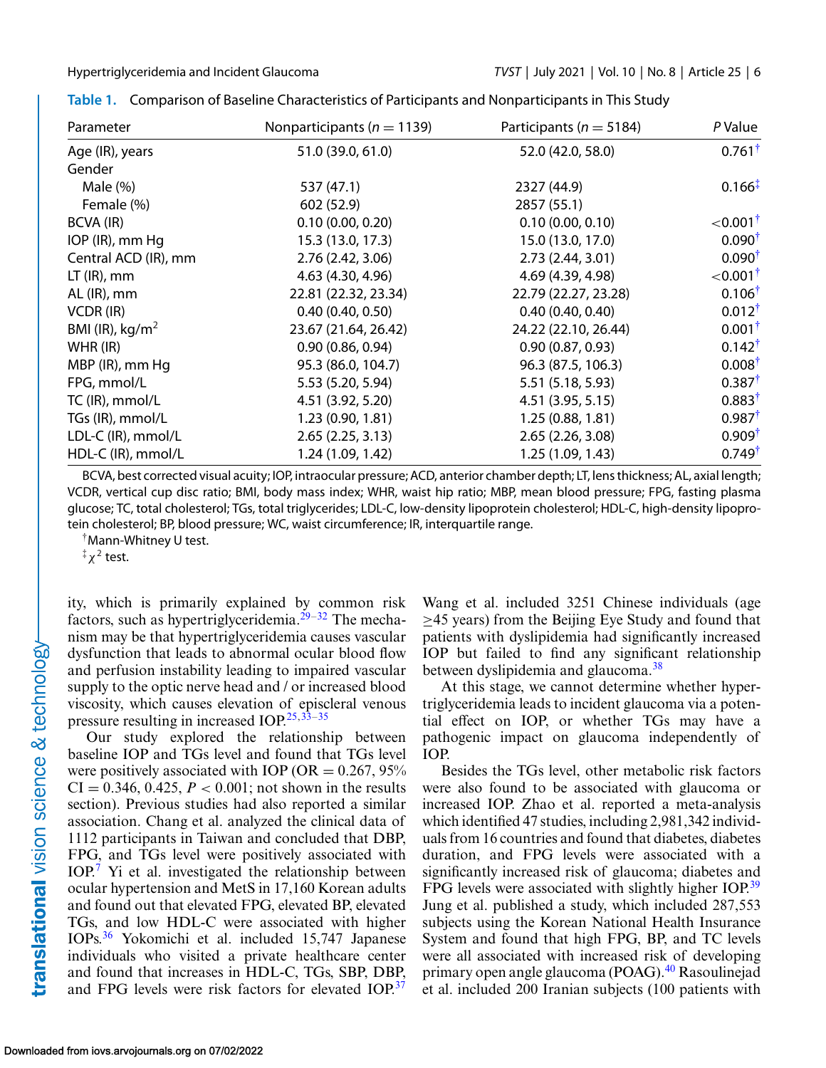**Table 1.** Comparison of Baseline Characteristics of Participants and Nonparticipants in This Study

| Parameter | Nonparticipants ($n = 1139$) | Participants ($n = 5184$) | *P* Value |
|---|---|---|---|
| Age (IR), years | 51.0 (39.0, 61.0) | 52.0 (42.0, 58.0) | 0.761† |
| Gender | | | |
| Male (%) | 537 (47.1) | 2327 (44.9) | 0.166‡ |
| Female (%) | 602 (52.9) | 2857 (55.1) | |
| BCVA (IR) | 0.10 (0.00, 0.20) | 0.10 (0.00, 0.10) | <0.001† |
| IOP (IR), mm Hg | 15.3 (13.0, 17.3) | 15.0 (13.0, 17.0) | 0.090† |
| Central ACD (IR), mm | 2.76 (2.42, 3.06) | 2.73 (2.44, 3.01) | 0.090† |
| LT (IR), mm | 4.63 (4.30, 4.96) | 4.69 (4.39, 4.98) | <0.001† |
| AL (IR), mm | 22.81 (22.32, 23.34) | 22.79 (22.27, 23.28) | 0.106† |
| VCDR (IR) | 0.40 (0.40, 0.50) | 0.40 (0.40, 0.40) | 0.012† |
| BMI (IR), kg/m$^2$ | 23.67 (21.64, 26.42) | 24.22 (22.10, 26.44) | 0.001† |
| WHR (IR) | 0.90 (0.86, 0.94) | 0.90 (0.87, 0.93) | 0.142† |
| MBP (IR), mm Hg | 95.3 (86.0, 104.7) | 96.3 (87.5, 106.3) | 0.008† |
| FPG, mmol/L | 5.53 (5.20, 5.94) | 5.51 (5.18, 5.93) | 0.387† |
| TC (IR), mmol/L | 4.51 (3.92, 5.20) | 4.51 (3.95, 5.15) | 0.883† |
| TGs (IR), mmol/L | 1.23 (0.90, 1.81) | 1.25 (0.88, 1.81) | 0.987† |
| LDL-C (IR), mmol/L | 2.65 (2.25, 3.13) | 2.65 (2.26, 3.08) | 0.909† |
| HDL-C (IR), mmol/L | 1.24 (1.09, 1.42) | 1.25 (1.09, 1.43) | 0.749† |

BCVA, best corrected visual acuity; IOP, intraocular pressure; ACD, anterior chamber depth; LT, lens thickness; AL, axial length; VCDR, vertical cup disc ratio; BMI, body mass index; WHR, waist hip ratio; MBP, mean blood pressure; FPG, fasting plasma glucose; TC, total cholesterol; TGs, total triglycerides; LDL-C, low-density lipoprotein cholesterol; HDL-C, high-density lipoprotein cholesterol; BP, blood pressure; WC, waist circumference; IR, interquartile range.

†Mann-Whitney U test.

‡$\chi^2$ test.

ity, which is primarily explained by common risk factors, such as hypertriglyceridemia.[29–32] The mechanism may be that hypertriglyceridemia causes vascular dysfunction that leads to abnormal ocular blood flow and perfusion instability leading to impaired vascular supply to the optic nerve head and / or increased blood viscosity, which causes elevation of episcleral venous pressure resulting in increased IOP.[25,33–35]

Our study explored the relationship between baseline IOP and TGs level and found that TGs level were positively associated with IOP (OR = 0.267, 95% CI = 0.346, 0.425, $P < 0.001$; not shown in the results section). Previous studies had also reported a similar association. Chang et al. analyzed the clinical data of 1112 participants in Taiwan and concluded that DBP, FPG, and TGs level were positively associated with IOP.[7] Yi et al. investigated the relationship between ocular hypertension and MetS in 17,160 Korean adults and found out that elevated FPG, elevated BP, elevated TGs, and low HDL-C were associated with higher IOPs.[36] Yokomichi et al. included 15,747 Japanese individuals who visited a private healthcare center and found that increases in HDL-C, TGs, SBP, DBP, and FPG levels were risk factors for elevated IOP.[37] Wang et al. included 3251 Chinese individuals (age ≥45 years) from the Beijing Eye Study and found that patients with dyslipidemia had significantly increased IOP but failed to find any significant relationship between dyslipidemia and glaucoma.[38]

At this stage, we cannot determine whether hypertriglyceridemia leads to incident glaucoma via a potential effect on IOP, or whether TGs may have a pathogenic impact on glaucoma independently of IOP.

Besides the TGs level, other metabolic risk factors were also found to be associated with glaucoma or increased IOP. Zhao et al. reported a meta-analysis which identified 47 studies, including 2,981,342 individuals from 16 countries and found that diabetes, diabetes duration, and FPG levels were associated with a significantly increased risk of glaucoma; diabetes and FPG levels were associated with slightly higher IOP.[39] Jung et al. published a study, which included 287,553 subjects using the Korean National Health Insurance System and found that high FPG, BP, and TC levels were all associated with increased risk of developing primary open angle glaucoma (POAG).[40] Rasoulinejad et al. included 200 Iranian subjects (100 patients with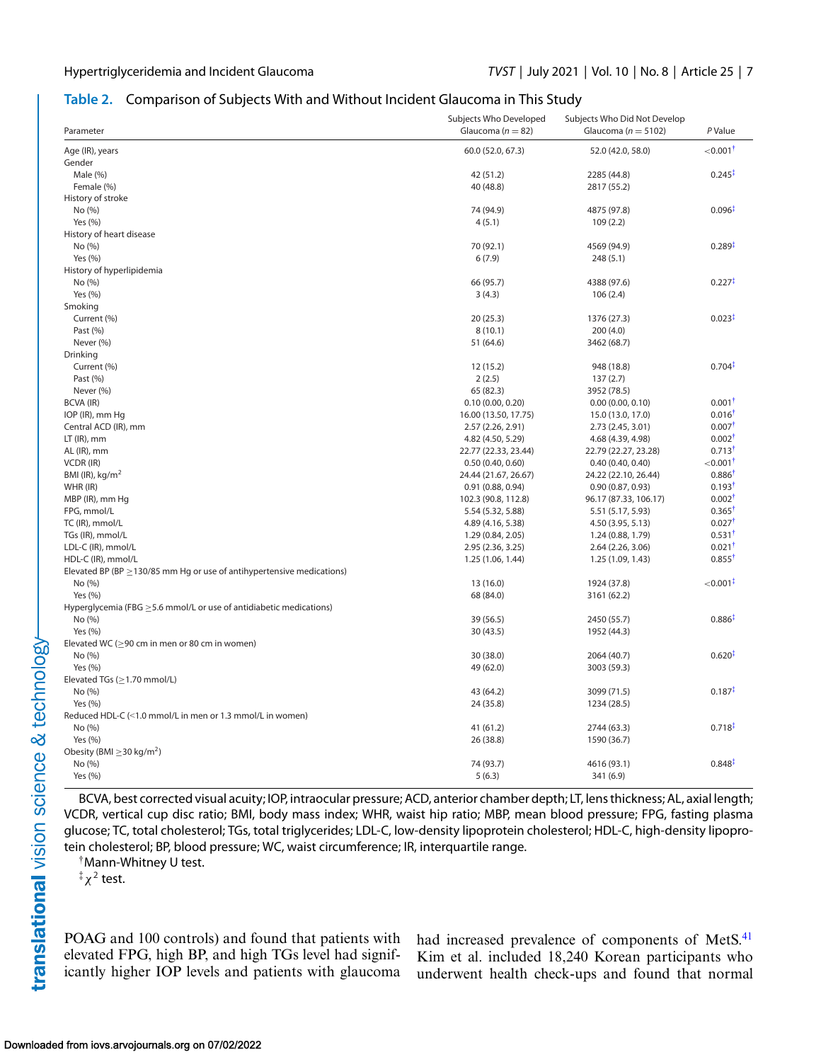**Table 2.** Comparison of Subjects With and Without Incident Glaucoma in This Study

| Parameter | Subjects Who Developed Glaucoma ($n$ = 82) | Subjects Who Did Not Develop Glaucoma ($n$ = 5102) | P Value |
|---|---|---|---|
| Age (IR), years | 60.0 (52.0, 67.3) | 52.0 (42.0, 58.0) | <0.001† |
| Gender | | | |
| Male (%) | 42 (51.2) | 2285 (44.8) | 0.245‡ |
| Female (%) | 40 (48.8) | 2817 (55.2) | |
| History of stroke | | | |
| No (%) | 74 (94.9) | 4875 (97.8) | 0.096‡ |
| Yes (%) | 4 (5.1) | 109 (2.2) | |
| History of heart disease | | | |
| No (%) | 70 (92.1) | 4569 (94.9) | 0.289‡ |
| Yes (%) | 6 (7.9) | 248 (5.1) | |
| History of hyperlipidemia | | | |
| No (%) | 66 (95.7) | 4388 (97.6) | 0.227‡ |
| Yes (%) | 3 (4.3) | 106 (2.4) | |
| Smoking | | | |
| Current (%) | 20 (25.3) | 1376 (27.3) | 0.023‡ |
| Past (%) | 8 (10.1) | 200 (4.0) | |
| Never (%) | 51 (64.6) | 3462 (68.7) | |
| Drinking | | | |
| Current (%) | 12 (15.2) | 948 (18.8) | 0.704‡ |
| Past (%) | 2 (2.5) | 137 (2.7) | |
| Never (%) | 65 (82.3) | 3952 (78.5) | |
| BCVA (IR) | 0.10 (0.00, 0.20) | 0.00 (0.00, 0.10) | 0.001† |
| IOP (IR), mm Hg | 16.00 (13.50, 17.75) | 15.0 (13.0, 17.0) | 0.016† |
| Central ACD (IR), mm | 2.57 (2.26, 2.91) | 2.73 (2.45, 3.01) | 0.007† |
| LT (IR), mm | 4.82 (4.50, 5.29) | 4.68 (4.39, 4.98) | 0.002† |
| AL (IR), mm | 22.77 (22.33, 23.44) | 22.79 (22.27, 23.28) | 0.713† |
| VCDR (IR) | 0.50 (0.40, 0.60) | 0.40 (0.40, 0.40) | <0.001† |
| BMI (IR), kg/m$^2$ | 24.44 (21.67, 26.67) | 24.22 (22.10, 26.44) | 0.886† |
| WHR (IR) | 0.91 (0.88, 0.94) | 0.90 (0.87, 0.93) | 0.193† |
| MBP (IR), mm Hg | 102.3 (90.8, 112.8) | 96.17 (87.33, 106.17) | 0.002† |
| FPG, mmol/L | 5.54 (5.32, 5.88) | 5.51 (5.17, 5.93) | 0.365† |
| TC (IR), mmol/L | 4.89 (4.16, 5.38) | 4.50 (3.95, 5.13) | 0.027† |
| TGs (IR), mmol/L | 1.29 (0.84, 2.05) | 1.24 (0.88, 1.79) | 0.531† |
| LDL-C (IR), mmol/L | 2.95 (2.36, 3.25) | 2.64 (2.26, 3.06) | 0.021† |
| HDL-C (IR), mmol/L | 1.25 (1.06, 1.44) | 1.25 (1.09, 1.43) | 0.855† |
| Elevated BP (BP ≥130/85 mm Hg or use of antihypertensive medications) | | | |
| No (%) | 13 (16.0) | 1924 (37.8) | <0.001‡ |
| Yes (%) | 68 (84.0) | 3161 (62.2) | |
| Hyperglycemia (FBG ≥5.6 mmol/L or use of antidiabetic medications) | | | |
| No (%) | 39 (56.5) | 2450 (55.7) | 0.886‡ |
| Yes (%) | 30 (43.5) | 1952 (44.3) | |
| Elevated WC (≥90 cm in men or 80 cm in women) | | | |
| No (%) | 30 (38.0) | 2064 (40.7) | 0.620‡ |
| Yes (%) | 49 (62.0) | 3003 (59.3) | |
| Elevated TGs (≥1.70 mmol/L) | | | |
| No (%) | 43 (64.2) | 3099 (71.5) | 0.187‡ |
| Yes (%) | 24 (35.8) | 1234 (28.5) | |
| Reduced HDL-C (<1.0 mmol/L in men or 1.3 mmol/L in women) | | | |
| No (%) | 41 (61.2) | 2744 (63.3) | 0.718‡ |
| Yes (%) | 26 (38.8) | 1590 (36.7) | |
| Obesity (BMI ≥30 kg/m$^2$) | | | |
| No (%) | 74 (93.7) | 4616 (93.1) | 0.848‡ |
| Yes (%) | 5 (6.3) | 341 (6.9) | |

BCVA, best corrected visual acuity; IOP, intraocular pressure; ACD, anterior chamber depth; LT, lens thickness; AL, axial length; VCDR, vertical cup disc ratio; BMI, body mass index; WHR, waist hip ratio; MBP, mean blood pressure; FPG, fasting plasma glucose; TC, total cholesterol; TGs, total triglycerides; LDL-C, low-density lipoprotein cholesterol; HDL-C, high-density lipoprotein cholesterol; BP, blood pressure; WC, waist circumference; IR, interquartile range.

†Mann-Whitney U test.

‡$\chi^2$ test.

POAG and 100 controls) and found that patients with elevated FPG, high BP, and high TGs level had significantly higher IOP levels and patients with glaucoma had increased prevalence of components of MetS.[41] Kim et al. included 18,240 Korean participants who underwent health check-ups and found that normal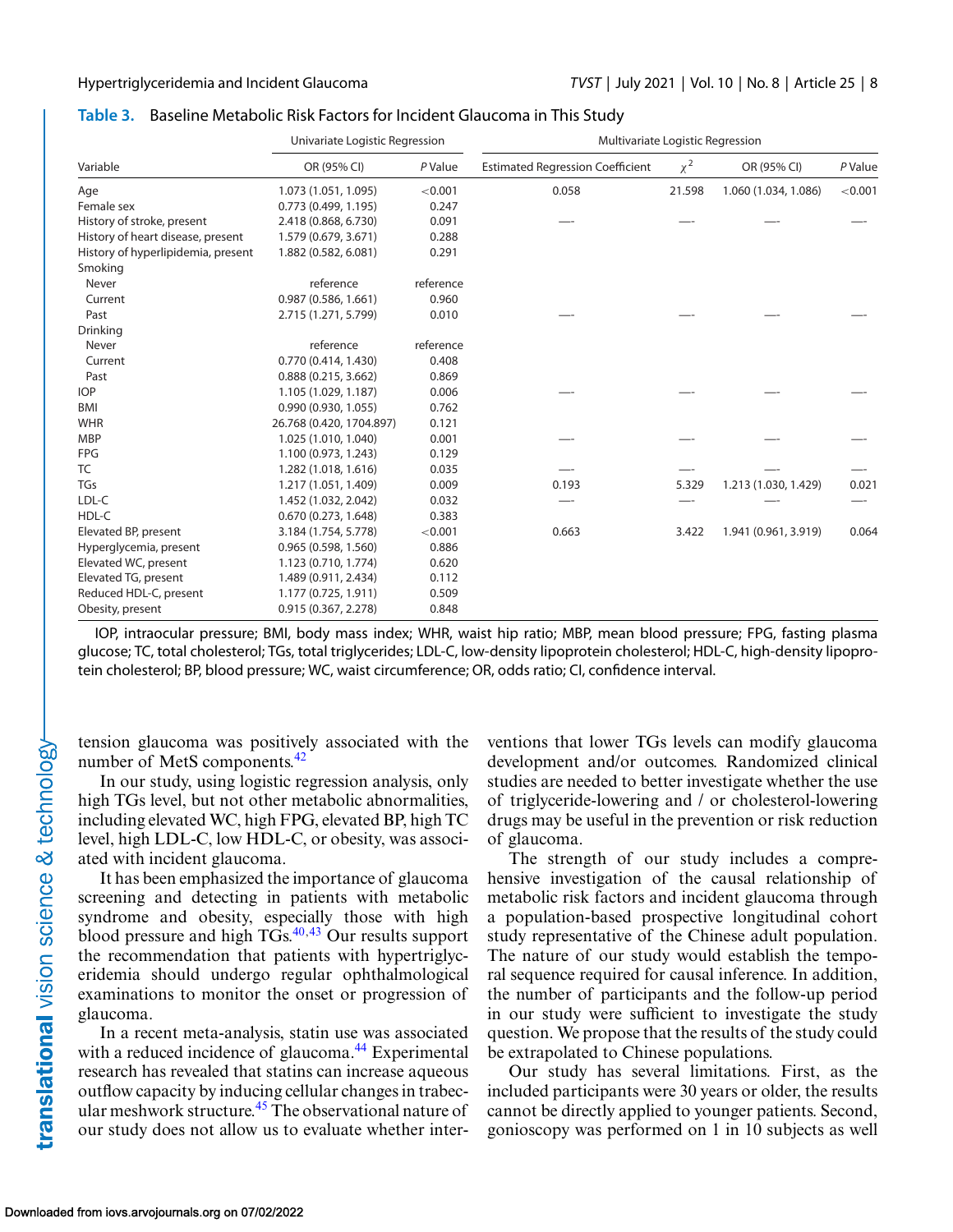**Table 3.** Baseline Metabolic Risk Factors for Incident Glaucoma in This Study

| Variable | Univariate Logistic Regression | | Multivariate Logistic Regression | | | |
|---|---|---|---|---|---|---|
| | OR (95% CI) | *P* Value | Estimated Regression Coefficient | $\chi^2$ | OR (95% CI) | *P* Value |
| Age | 1.073 (1.051, 1.095) | <0.001 | 0.058 | 21.598 | 1.060 (1.034, 1.086) | <0.001 |
| Female sex | 0.773 (0.499, 1.195) | 0.247 | | | | |
| History of stroke, present | 2.418 (0.868, 6.730) | 0.091 | — | — | — | — |
| History of heart disease, present | 1.579 (0.679, 3.671) | 0.288 | | | | |
| History of hyperlipidemia, present | 1.882 (0.582, 6.081) | 0.291 | | | | |
| Smoking | | | | | | |
| Never | reference | reference | | | | |
| Current | 0.987 (0.586, 1.661) | 0.960 | | | | |
| Past | 2.715 (1.271, 5.799) | 0.010 | — | — | — | — |
| Drinking | | | | | | |
| Never | reference | reference | | | | |
| Current | 0.770 (0.414, 1.430) | 0.408 | | | | |
| Past | 0.888 (0.215, 3.662) | 0.869 | | | | |
| IOP | 1.105 (1.029, 1.187) | 0.006 | — | — | — | — |
| BMI | 0.990 (0.930, 1.055) | 0.762 | | | | |
| WHR | 26.768 (0.420, 1704.897) | 0.121 | | | | |
| MBP | 1.025 (1.010, 1.040) | 0.001 | — | — | — | — |
| FPG | 1.100 (0.973, 1.243) | 0.129 | | | | |
| TC | 1.282 (1.018, 1.616) | 0.035 | — | — | — | — |
| TGs | 1.217 (1.051, 1.409) | 0.009 | 0.193 | 5.329 | 1.213 (1.030, 1.429) | 0.021 |
| LDL-C | 1.452 (1.032, 2.042) | 0.032 | — | — | — | — |
| HDL-C | 0.670 (0.273, 1.648) | 0.383 | | | | |
| Elevated BP, present | 3.184 (1.754, 5.778) | <0.001 | 0.663 | 3.422 | 1.941 (0.961, 3.919) | 0.064 |
| Hyperglycemia, present | 0.965 (0.598, 1.560) | 0.886 | | | | |
| Elevated WC, present | 1.123 (0.710, 1.774) | 0.620 | | | | |
| Elevated TG, present | 1.489 (0.911, 2.434) | 0.112 | | | | |
| Reduced HDL-C, present | 1.177 (0.725, 1.911) | 0.509 | | | | |
| Obesity, present | 0.915 (0.367, 2.278) | 0.848 | | | | |

IOP, intraocular pressure; BMI, body mass index; WHR, waist hip ratio; MBP, mean blood pressure; FPG, fasting plasma glucose; TC, total cholesterol; TGs, total triglycerides; LDL-C, low-density lipoprotein cholesterol; HDL-C, high-density lipoprotein cholesterol; BP, blood pressure; WC, waist circumference; OR, odds ratio; CI, confidence interval.

tension glaucoma was positively associated with the number of MetS components.[42]

In our study, using logistic regression analysis, only high TGs level, but not other metabolic abnormalities, including elevated WC, high FPG, elevated BP, high TC level, high LDL-C, low HDL-C, or obesity, was associated with incident glaucoma.

It has been emphasized the importance of glaucoma screening and detecting in patients with metabolic syndrome and obesity, especially those with high blood pressure and high TGs.[40,43] Our results support the recommendation that patients with hypertriglyceridemia should undergo regular ophthalmological examinations to monitor the onset or progression of glaucoma.

In a recent meta-analysis, statin use was associated with a reduced incidence of glaucoma.[44] Experimental research has revealed that statins can increase aqueous outflow capacity by inducing cellular changes in trabecular meshwork structure.[45] The observational nature of our study does not allow us to evaluate whether interventions that lower TGs levels can modify glaucoma development and/or outcomes. Randomized clinical studies are needed to better investigate whether the use of triglyceride-lowering and / or cholesterol-lowering drugs may be useful in the prevention or risk reduction of glaucoma.

The strength of our study includes a comprehensive investigation of the causal relationship of metabolic risk factors and incident glaucoma through a population-based prospective longitudinal cohort study representative of the Chinese adult population. The nature of our study would establish the temporal sequence required for causal inference. In addition, the number of participants and the follow-up period in our study were sufficient to investigate the study question. We propose that the results of the study could be extrapolated to Chinese populations.

Our study has several limitations. First, as the included participants were 30 years or older, the results cannot be directly applied to younger patients. Second, gonioscopy was performed on 1 in 10 subjects as well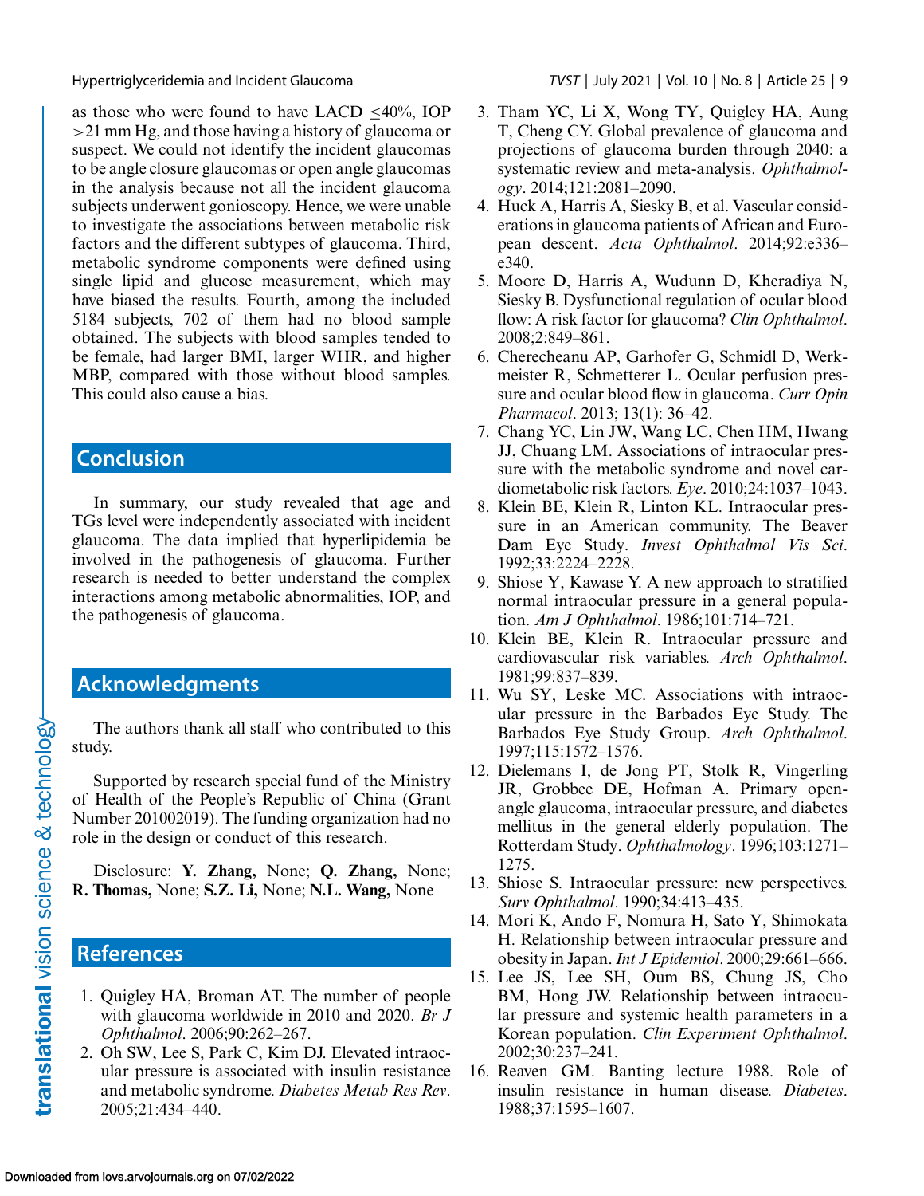as those who were found to have LACD ≤40%, IOP >21 mm Hg, and those having a history of glaucoma or suspect. We could not identify the incident glaucomas to be angle closure glaucomas or open angle glaucomas in the analysis because not all the incident glaucoma subjects underwent gonioscopy. Hence, we were unable to investigate the associations between metabolic risk factors and the different subtypes of glaucoma. Third, metabolic syndrome components were defined using single lipid and glucose measurement, which may have biased the results. Fourth, among the included 5184 subjects, 702 of them had no blood sample obtained. The subjects with blood samples tended to be female, had larger BMI, larger WHR, and higher MBP, compared with those without blood samples. This could also cause a bias.

## Conclusion

In summary, our study revealed that age and TGs level were independently associated with incident glaucoma. The data implied that hyperlipidemia be involved in the pathogenesis of glaucoma. Further research is needed to better understand the complex interactions among metabolic abnormalities, IOP, and the pathogenesis of glaucoma.

## Acknowledgments

The authors thank all staff who contributed to this study.

Supported by research special fund of the Ministry of Health of the People's Republic of China (Grant Number 201002019). The funding organization had no role in the design or conduct of this research.

Disclosure: **Y. Zhang,** None; **Q. Zhang,** None; **R. Thomas,** None; **S.Z. Li,** None; **N.L. Wang,** None

## References

1. Quigley HA, Broman AT. The number of people with glaucoma worldwide in 2010 and 2020. *Br J Ophthalmol*. 2006;90:262–267.
2. Oh SW, Lee S, Park C, Kim DJ. Elevated intraocular pressure is associated with insulin resistance and metabolic syndrome. *Diabetes Metab Res Rev*. 2005;21:434–440.
3. Tham YC, Li X, Wong TY, Quigley HA, Aung T, Cheng CY. Global prevalence of glaucoma and projections of glaucoma burden through 2040: a systematic review and meta-analysis. *Ophthalmology*. 2014;121:2081–2090.
4. Huck A, Harris A, Siesky B, et al. Vascular considerations in glaucoma patients of African and European descent. *Acta Ophthalmol*. 2014;92:e336–e340.
5. Moore D, Harris A, Wudunn D, Kheradiya N, Siesky B. Dysfunctional regulation of ocular blood flow: A risk factor for glaucoma? *Clin Ophthalmol*. 2008;2:849–861.
6. Cherecheanu AP, Garhofer G, Schmidl D, Werkmeister R, Schmetterer L. Ocular perfusion pressure and ocular blood flow in glaucoma. *Curr Opin Pharmacol*. 2013; 13(1): 36–42.
7. Chang YC, Lin JW, Wang LC, Chen HM, Hwang JJ, Chuang LM. Associations of intraocular pressure with the metabolic syndrome and novel cardiometabolic risk factors. *Eye*. 2010;24:1037–1043.
8. Klein BE, Klein R, Linton KL. Intraocular pressure in an American community. The Beaver Dam Eye Study. *Invest Ophthalmol Vis Sci*. 1992;33:2224–2228.
9. Shiose Y, Kawase Y. A new approach to stratified normal intraocular pressure in a general population. *Am J Ophthalmol*. 1986;101:714–721.
10. Klein BE, Klein R. Intraocular pressure and cardiovascular risk variables. *Arch Ophthalmol*. 1981;99:837–839.
11. Wu SY, Leske MC. Associations with intraocular pressure in the Barbados Eye Study. The Barbados Eye Study Group. *Arch Ophthalmol*. 1997;115:1572–1576.
12. Dielemans I, de Jong PT, Stolk R, Vingerling JR, Grobbee DE, Hofman A. Primary open-angle glaucoma, intraocular pressure, and diabetes mellitus in the general elderly population. The Rotterdam Study. *Ophthalmology*. 1996;103:1271–1275.
13. Shiose S. Intraocular pressure: new perspectives. *Surv Ophthalmol*. 1990;34:413–435.
14. Mori K, Ando F, Nomura H, Sato Y, Shimokata H. Relationship between intraocular pressure and obesity in Japan. *Int J Epidemiol*. 2000;29:661–666.
15. Lee JS, Lee SH, Oum BS, Chung JS, Cho BM, Hong JW. Relationship between intraocular pressure and systemic health parameters in a Korean population. *Clin Experiment Ophthalmol*. 2002;30:237–241.
16. Reaven GM. Banting lecture 1988. Role of insulin resistance in human disease. *Diabetes*. 1988;37:1595–1607.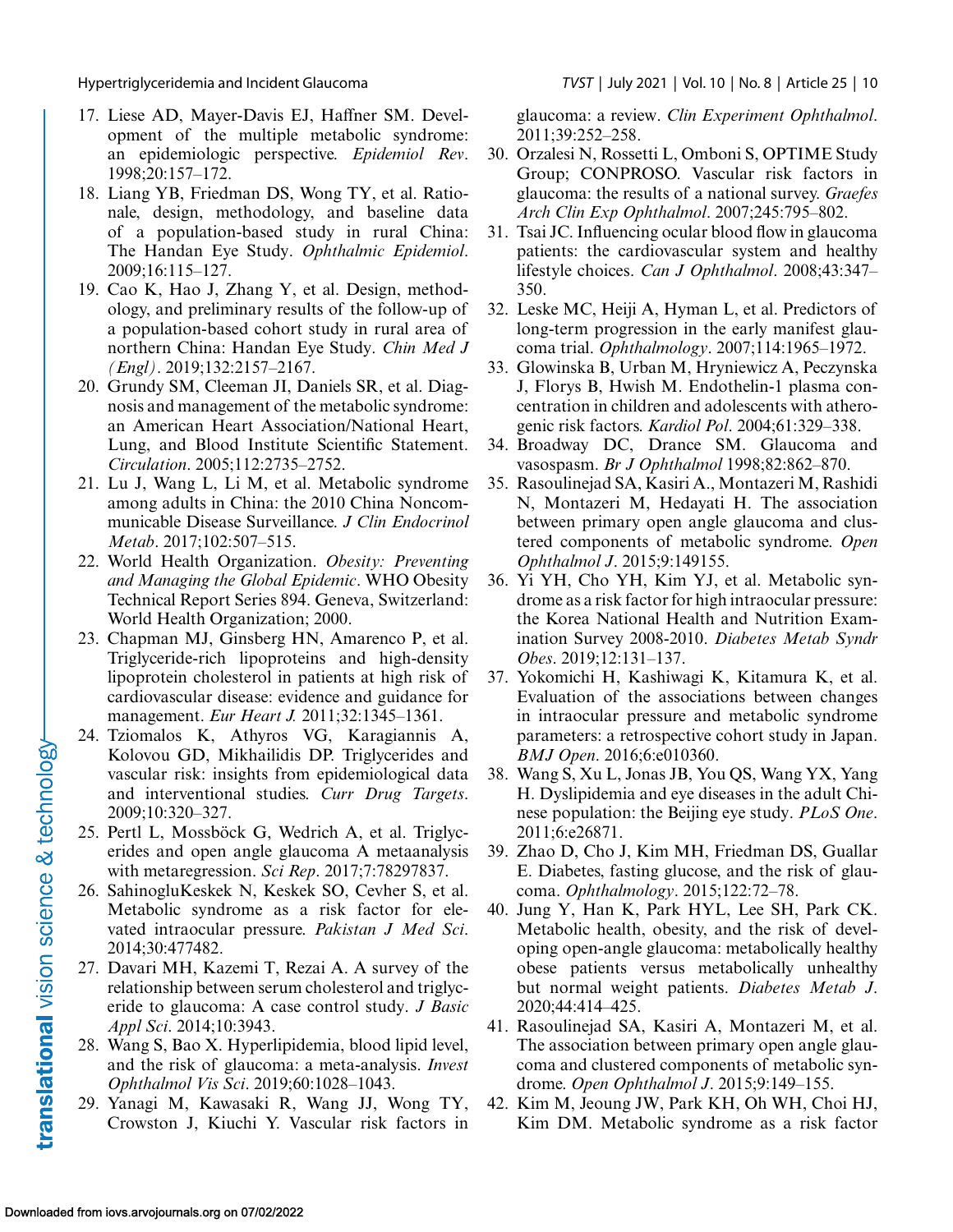17. Liese AD, Mayer-Davis EJ, Haffner SM. Development of the multiple metabolic syndrome: an epidemiologic perspective. *Epidemiol Rev*. 1998;20:157–172.
18. Liang YB, Friedman DS, Wong TY, et al. Rationale, design, methodology, and baseline data of a population-based study in rural China: The Handan Eye Study. *Ophthalmic Epidemiol*. 2009;16:115–127.
19. Cao K, Hao J, Zhang Y, et al. Design, methodology, and preliminary results of the follow-up of a population-based cohort study in rural area of northern China: Handan Eye Study. *Chin Med J (Engl)*. 2019;132:2157–2167.
20. Grundy SM, Cleeman JI, Daniels SR, et al. Diagnosis and management of the metabolic syndrome: an American Heart Association/National Heart, Lung, and Blood Institute Scientific Statement. *Circulation*. 2005;112:2735–2752.
21. Lu J, Wang L, Li M, et al. Metabolic syndrome among adults in China: the 2010 China Noncommunicable Disease Surveillance. *J Clin Endocrinol Metab*. 2017;102:507–515.
22. World Health Organization. *Obesity: Preventing and Managing the Global Epidemic*. WHO Obesity Technical Report Series 894. Geneva, Switzerland: World Health Organization; 2000.
23. Chapman MJ, Ginsberg HN, Amarenco P, et al. Triglyceride-rich lipoproteins and high-density lipoprotein cholesterol in patients at high risk of cardiovascular disease: evidence and guidance for management. *Eur Heart J.* 2011;32:1345–1361.
24. Tziomalos K, Athyros VG, Karagiannis A, Kolovou GD, Mikhailidis DP. Triglycerides and vascular risk: insights from epidemiological data and interventional studies. *Curr Drug Targets*. 2009;10:320–327.
25. Pertl L, Mossböck G, Wedrich A, et al. Triglycerides and open angle glaucoma A metaanalysis with metaregression. *Sci Rep*. 2017;7:78297837.
26. SahinogluKeskek N, Keskek SO, Cevher S, et al. Metabolic syndrome as a risk factor for elevated intraocular pressure. *Pakistan J Med Sci*. 2014;30:477482.
27. Davari MH, Kazemi T, Rezai A. A survey of the relationship between serum cholesterol and triglyceride to glaucoma: A case control study. *J Basic Appl Sci*. 2014;10:3943.
28. Wang S, Bao X. Hyperlipidemia, blood lipid level, and the risk of glaucoma: a meta-analysis. *Invest Ophthalmol Vis Sci*. 2019;60:1028–1043.
29. Yanagi M, Kawasaki R, Wang JJ, Wong TY, Crowston J, Kiuchi Y. Vascular risk factors in glaucoma: a review. *Clin Experiment Ophthalmol*. 2011;39:252–258.
30. Orzalesi N, Rossetti L, Omboni S, OPTIME Study Group; CONPROSO. Vascular risk factors in glaucoma: the results of a national survey. *Graefes Arch Clin Exp Ophthalmol*. 2007;245:795–802.
31. Tsai JC. Influencing ocular blood flow in glaucoma patients: the cardiovascular system and healthy lifestyle choices. *Can J Ophthalmol*. 2008;43:347–350.
32. Leske MC, Heiji A, Hyman L, et al. Predictors of long-term progression in the early manifest glaucoma trial. *Ophthalmology*. 2007;114:1965–1972.
33. Glowinska B, Urban M, Hryniewicz A, Peczynska J, Florys B, Hwish M. Endothelin-1 plasma concentration in children and adolescents with atherogenic risk factors. *Kardiol Pol*. 2004;61:329–338.
34. Broadway DC, Drance SM. Glaucoma and vasospasm. *Br J Ophthalmol* 1998;82:862–870.
35. Rasoulinejad SA, Kasiri A., Montazeri M, Rashidi N, Montazeri M, Hedayati H. The association between primary open angle glaucoma and clustered components of metabolic syndrome. *Open Ophthalmol J*. 2015;9:149155.
36. Yi YH, Cho YH, Kim YJ, et al. Metabolic syndrome as a risk factor for high intraocular pressure: the Korea National Health and Nutrition Examination Survey 2008-2010. *Diabetes Metab Syndr Obes*. 2019;12:131–137.
37. Yokomichi H, Kashiwagi K, Kitamura K, et al. Evaluation of the associations between changes in intraocular pressure and metabolic syndrome parameters: a retrospective cohort study in Japan. *BMJ Open*. 2016;6:e010360.
38. Wang S, Xu L, Jonas JB, You QS, Wang YX, Yang H. Dyslipidemia and eye diseases in the adult Chinese population: the Beijing eye study. *PLoS One*. 2011;6:e26871.
39. Zhao D, Cho J, Kim MH, Friedman DS, Guallar E. Diabetes, fasting glucose, and the risk of glaucoma. *Ophthalmology*. 2015;122:72–78.
40. Jung Y, Han K, Park HYL, Lee SH, Park CK. Metabolic health, obesity, and the risk of developing open-angle glaucoma: metabolically healthy obese patients versus metabolically unhealthy but normal weight patients. *Diabetes Metab J*. 2020;44:414–425.
41. Rasoulinejad SA, Kasiri A, Montazeri M, et al. The association between primary open angle glaucoma and clustered components of metabolic syndrome. *Open Ophthalmol J*. 2015;9:149–155.
42. Kim M, Jeoung JW, Park KH, Oh WH, Choi HJ, Kim DM. Metabolic syndrome as a risk factor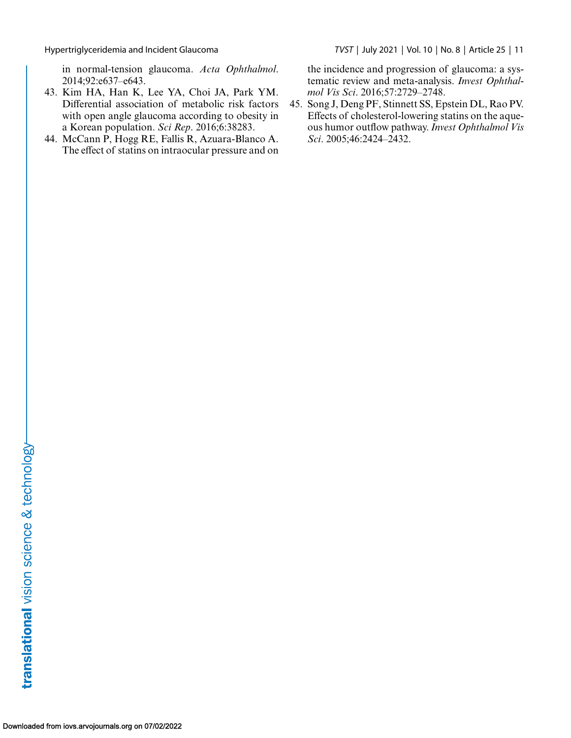in normal-tension glaucoma. *Acta Ophthalmol*. 2014;92:e637–e643.

43. Kim HA, Han K, Lee YA, Choi JA, Park YM. Differential association of metabolic risk factors with open angle glaucoma according to obesity in a Korean population. *Sci Rep*. 2016;6:38283.
44. McCann P, Hogg RE, Fallis R, Azuara-Blanco A. The effect of statins on intraocular pressure and on the incidence and progression of glaucoma: a systematic review and meta-analysis. *Invest Ophthalmol Vis Sci*. 2016;57:2729–2748.
45. Song J, Deng PF, Stinnett SS, Epstein DL, Rao PV. Effects of cholesterol-lowering statins on the aqueous humor outflow pathway. *Invest Ophthalmol Vis Sci*. 2005;46:2424–2432.